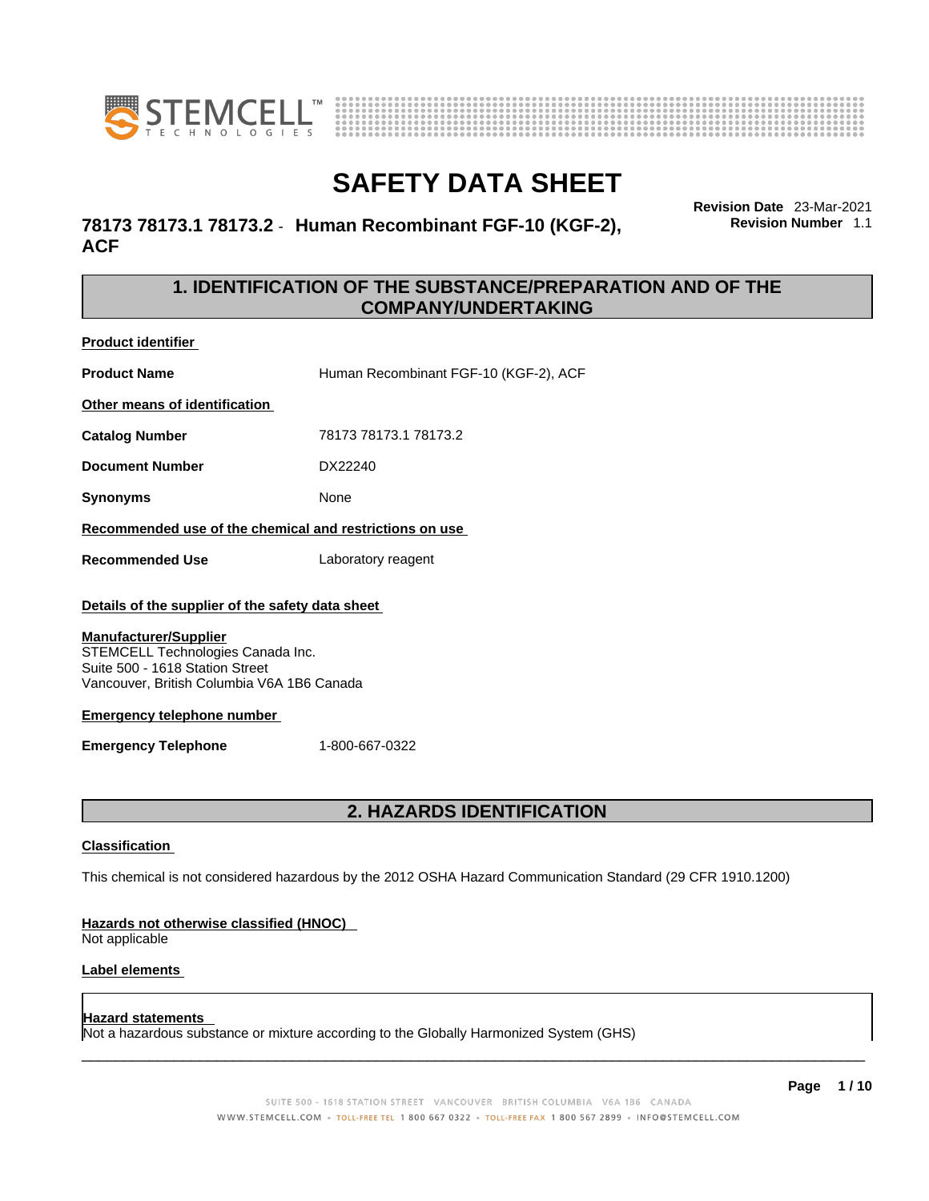# SAFETY DATA SHEET

## 78173 78173.1 78173.2 - Human Recombinant FGF-10 (KGF-2), ACF

**Revision Date** 23-Mar-2021
**Revision Number** 1.1

## 1. IDENTIFICATION OF THE SUBSTANCE/PREPARATION AND OF THE COMPANY/UNDERTAKING

**Product identifier**

| | |
|---|---|
| **Product Name** | Human Recombinant FGF-10 (KGF-2), ACF |

**Other means of identification**

| | |
|---|---|
| **Catalog Number** | 78173 78173.1 78173.2 |
| **Document Number** | DX22240 |
| **Synonyms** | None |

**Recommended use of the chemical and restrictions on use**

| | |
|---|---|
| **Recommended Use** | Laboratory reagent |

**Details of the supplier of the safety data sheet**

**Manufacturer/Supplier**
STEMCELL Technologies Canada Inc.
Suite 500 - 1618 Station Street
Vancouver, British Columbia V6A 1B6 Canada

**Emergency telephone number**

| | |
|---|---|
| **Emergency Telephone** | 1-800-667-0322 |

## 2. HAZARDS IDENTIFICATION

**Classification**

This chemical is not considered hazardous by the 2012 OSHA Hazard Communication Standard (29 CFR 1910.1200)

**Hazards not otherwise classified (HNOC)**
Not applicable

**Label elements**

**Hazard statements**
Not a hazardous substance or mixture according to the Globally Harmonized System (GHS)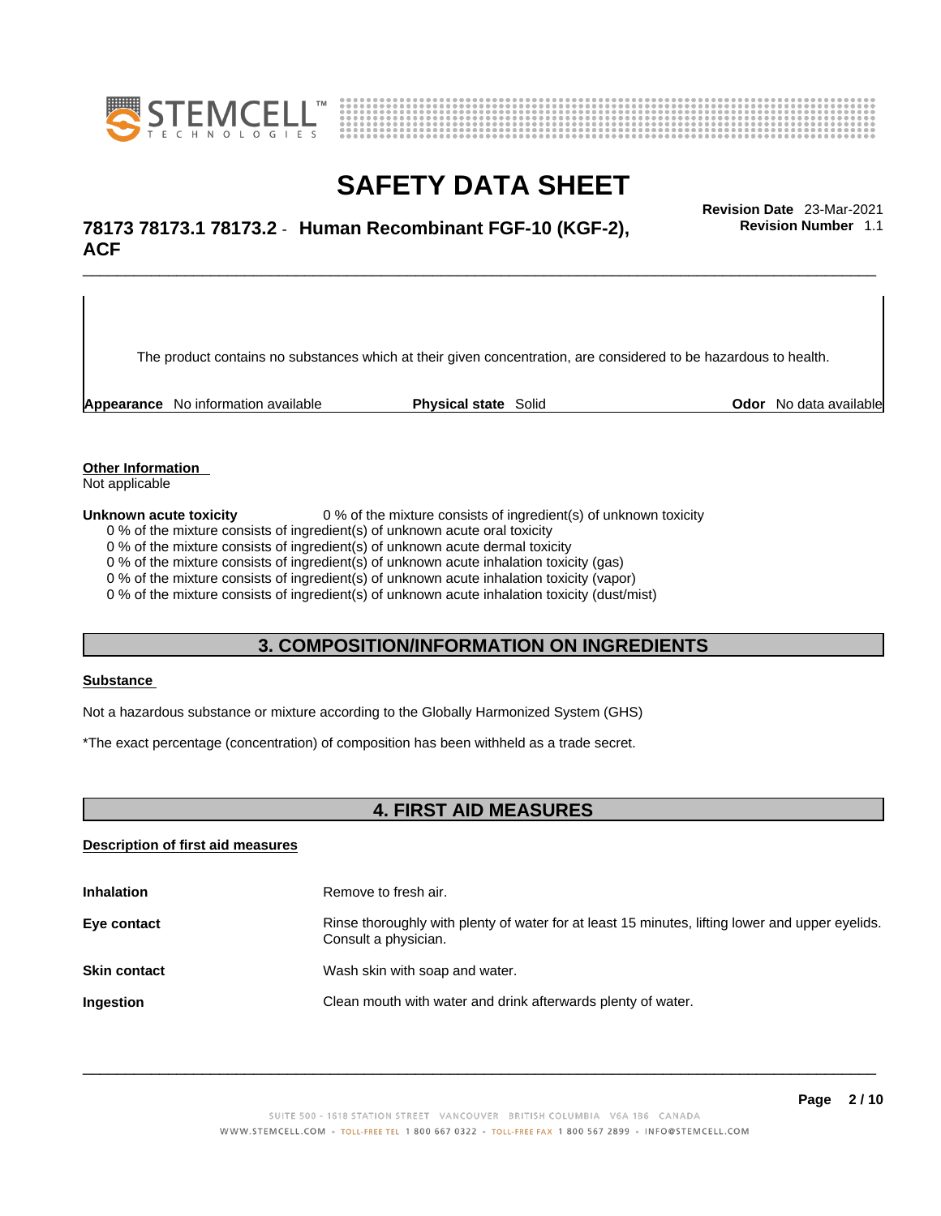The product contains no substances which at their given concentration, are considered to be hazardous to health.

**Appearance** No information available **Physical state** Solid **Odor** No data available

**Other Information**
Not applicable

**Unknown acute toxicity** 0 % of the mixture consists of ingredient(s) of unknown toxicity

0 % of the mixture consists of ingredient(s) of unknown acute oral toxicity
0 % of the mixture consists of ingredient(s) of unknown acute dermal toxicity
0 % of the mixture consists of ingredient(s) of unknown acute inhalation toxicity (gas)
0 % of the mixture consists of ingredient(s) of unknown acute inhalation toxicity (vapor)
0 % of the mixture consists of ingredient(s) of unknown acute inhalation toxicity (dust/mist)

## 3. COMPOSITION/INFORMATION ON INGREDIENTS

**Substance**

Not a hazardous substance or mixture according to the Globally Harmonized System (GHS)

*The exact percentage (concentration) of composition has been withheld as a trade secret.

## 4. FIRST AID MEASURES

**Description of first aid measures**

**Inhalation** Remove to fresh air.

**Eye contact** Rinse thoroughly with plenty of water for at least 15 minutes, lifting lower and upper eyelids. Consult a physician.

**Skin contact** Wash skin with soap and water.

**Ingestion** Clean mouth with water and drink afterwards plenty of water.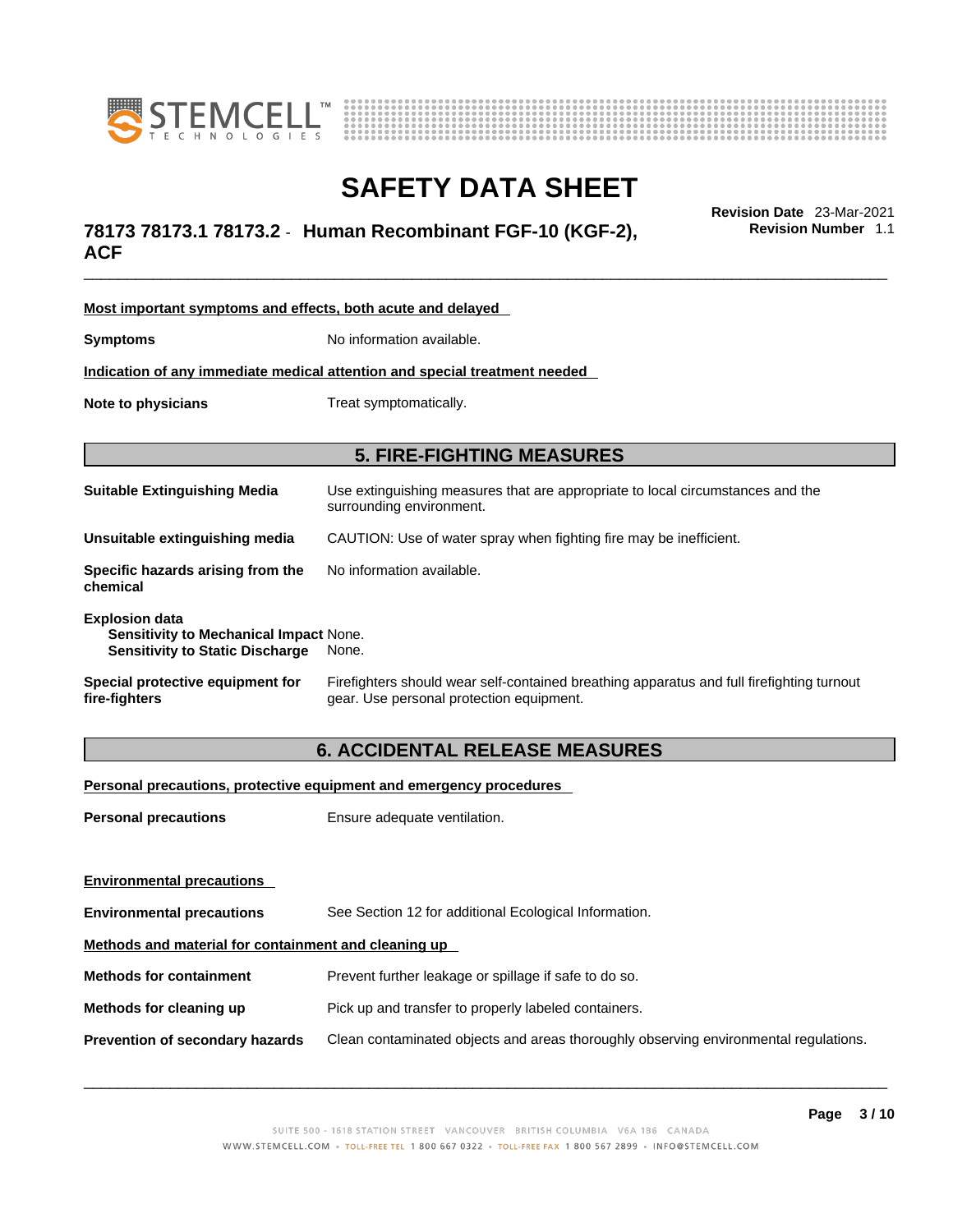**Most important symptoms and effects, both acute and delayed**

**Symptoms** No information available.

**Indication of any immediate medical attention and special treatment needed**

**Note to physicians** Treat symptomatically.

## 5. FIRE-FIGHTING MEASURES

**Suitable Extinguishing Media** Use extinguishing measures that are appropriate to local circumstances and the surrounding environment.

**Unsuitable extinguishing media** CAUTION: Use of water spray when fighting fire may be inefficient.

**Specific hazards arising from the chemical** No information available.

**Explosion data**
**Sensitivity to Mechanical Impact** None.
**Sensitivity to Static Discharge** None.

**Special protective equipment for fire-fighters** Firefighters should wear self-contained breathing apparatus and full firefighting turnout gear. Use personal protection equipment.

## 6. ACCIDENTAL RELEASE MEASURES

**Personal precautions, protective equipment and emergency procedures**

**Personal precautions** Ensure adequate ventilation.

**Environmental precautions**

**Environmental precautions** See Section 12 for additional Ecological Information.

**Methods and material for containment and cleaning up**

**Methods for containment** Prevent further leakage or spillage if safe to do so.

**Methods for cleaning up** Pick up and transfer to properly labeled containers.

**Prevention of secondary hazards** Clean contaminated objects and areas thoroughly observing environmental regulations.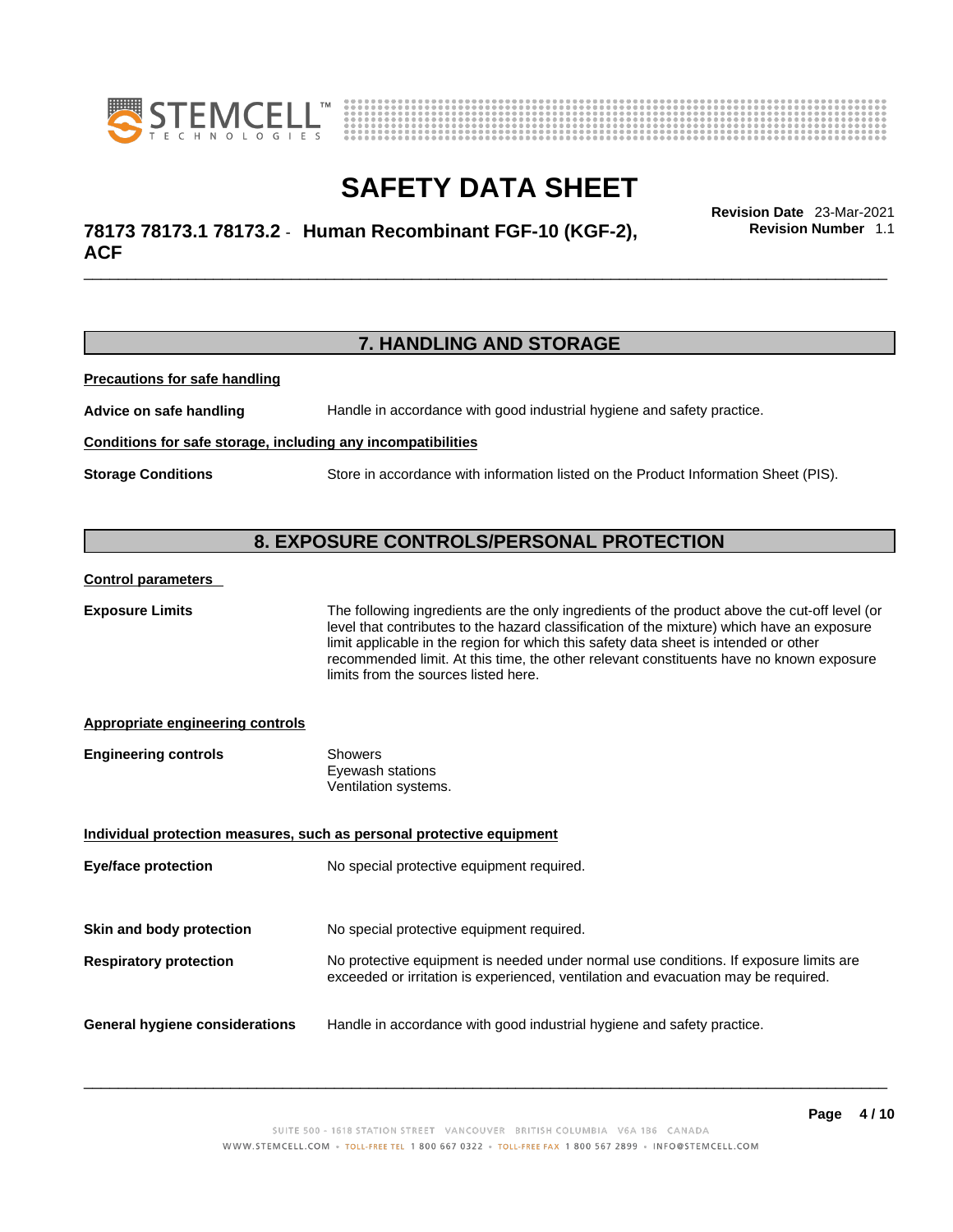## 7. HANDLING AND STORAGE

**Precautions for safe handling**

**Advice on safe handling** Handle in accordance with good industrial hygiene and safety practice.

**Conditions for safe storage, including any incompatibilities**

**Storage Conditions** Store in accordance with information listed on the Product Information Sheet (PIS).

## 8. EXPOSURE CONTROLS/PERSONAL PROTECTION

**Control parameters**

**Exposure Limits** The following ingredients are the only ingredients of the product above the cut-off level (or level that contributes to the hazard classification of the mixture) which have an exposure limit applicable in the region for which this safety data sheet is intended or other recommended limit. At this time, the other relevant constituents have no known exposure limits from the sources listed here.

**Appropriate engineering controls**

**Engineering controls** Showers
Eyewash stations
Ventilation systems.

**Individual protection measures, such as personal protective equipment**

**Eye/face protection** No special protective equipment required.

**Skin and body protection** No special protective equipment required.

**Respiratory protection** No protective equipment is needed under normal use conditions. If exposure limits are exceeded or irritation is experienced, ventilation and evacuation may be required.

**General hygiene considerations** Handle in accordance with good industrial hygiene and safety practice.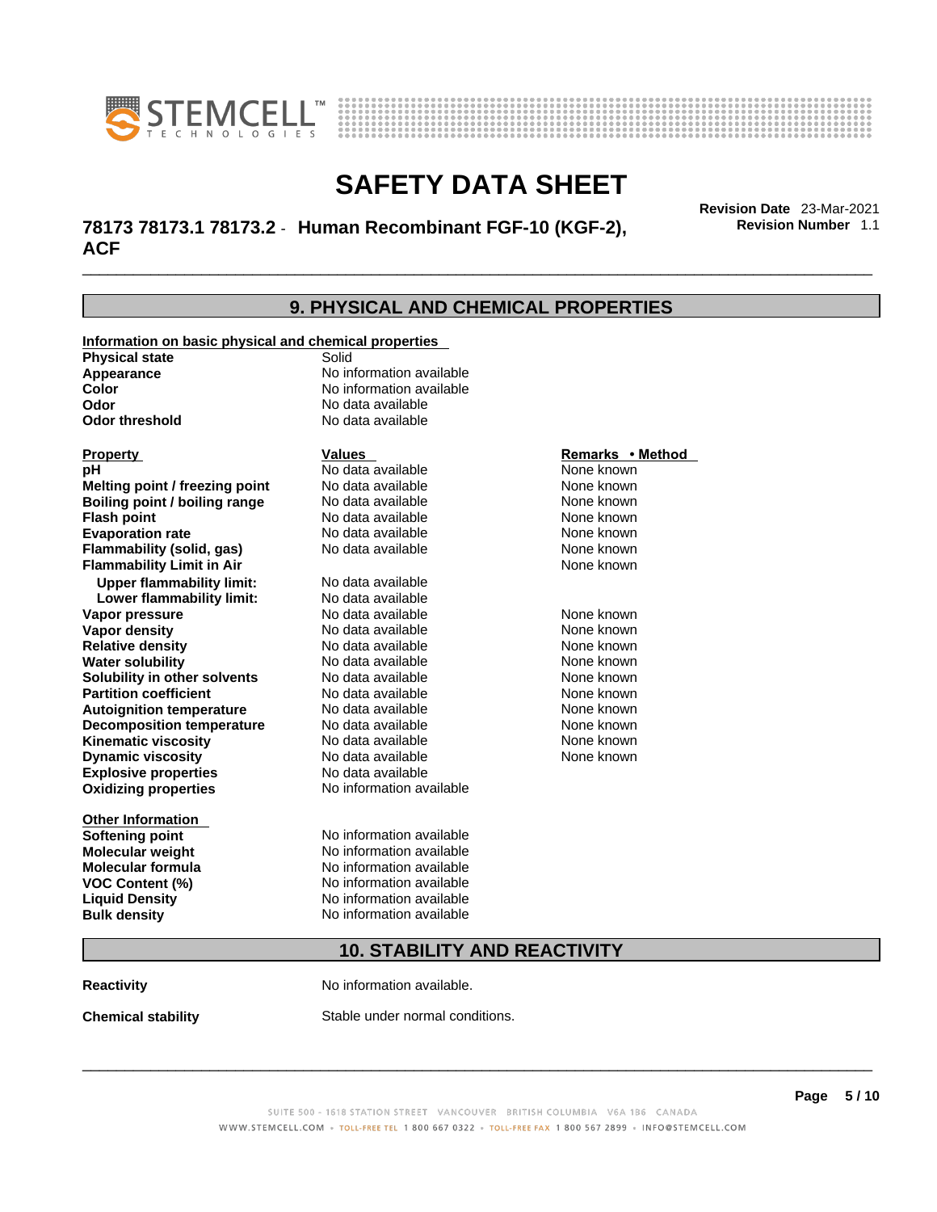# SAFETY DATA SHEET

**78173 78173.1 78173.2 - Human Recombinant FGF-10 (KGF-2), ACF**

**Revision Date** 23-Mar-2021
**Revision Number** 1.1

## 9. PHYSICAL AND CHEMICAL PROPERTIES

**Information on basic physical and chemical properties**

| | |
|---|---|
| **Physical state** | Solid |
| **Appearance** | No information available |
| **Color** | No information available |
| **Odor** | No data available |
| **Odor threshold** | No data available |

| Property | Values | Remarks • Method |
|---|---|---|
| **pH** | No data available | None known |
| **Melting point / freezing point** | No data available | None known |
| **Boiling point / boiling range** | No data available | None known |
| **Flash point** | No data available | None known |
| **Evaporation rate** | No data available | None known |
| **Flammability (solid, gas)** | No data available | None known |
| **Flammability Limit in Air** | | None known |
| **Upper flammability limit:** | No data available | |
| **Lower flammability limit:** | No data available | |
| **Vapor pressure** | No data available | None known |
| **Vapor density** | No data available | None known |
| **Relative density** | No data available | None known |
| **Water solubility** | No data available | None known |
| **Solubility in other solvents** | No data available | None known |
| **Partition coefficient** | No data available | None known |
| **Autoignition temperature** | No data available | None known |
| **Decomposition temperature** | No data available | None known |
| **Kinematic viscosity** | No data available | None known |
| **Dynamic viscosity** | No data available | None known |
| **Explosive properties** | No data available | |
| **Oxidizing properties** | No information available | |

**Other Information**

| | |
|---|---|
| **Softening point** | No information available |
| **Molecular weight** | No information available |
| **Molecular formula** | No information available |
| **VOC Content (%)** | No information available |
| **Liquid Density** | No information available |
| **Bulk density** | No information available |

## 10. STABILITY AND REACTIVITY

**Reactivity** No information available.

**Chemical stability** Stable under normal conditions.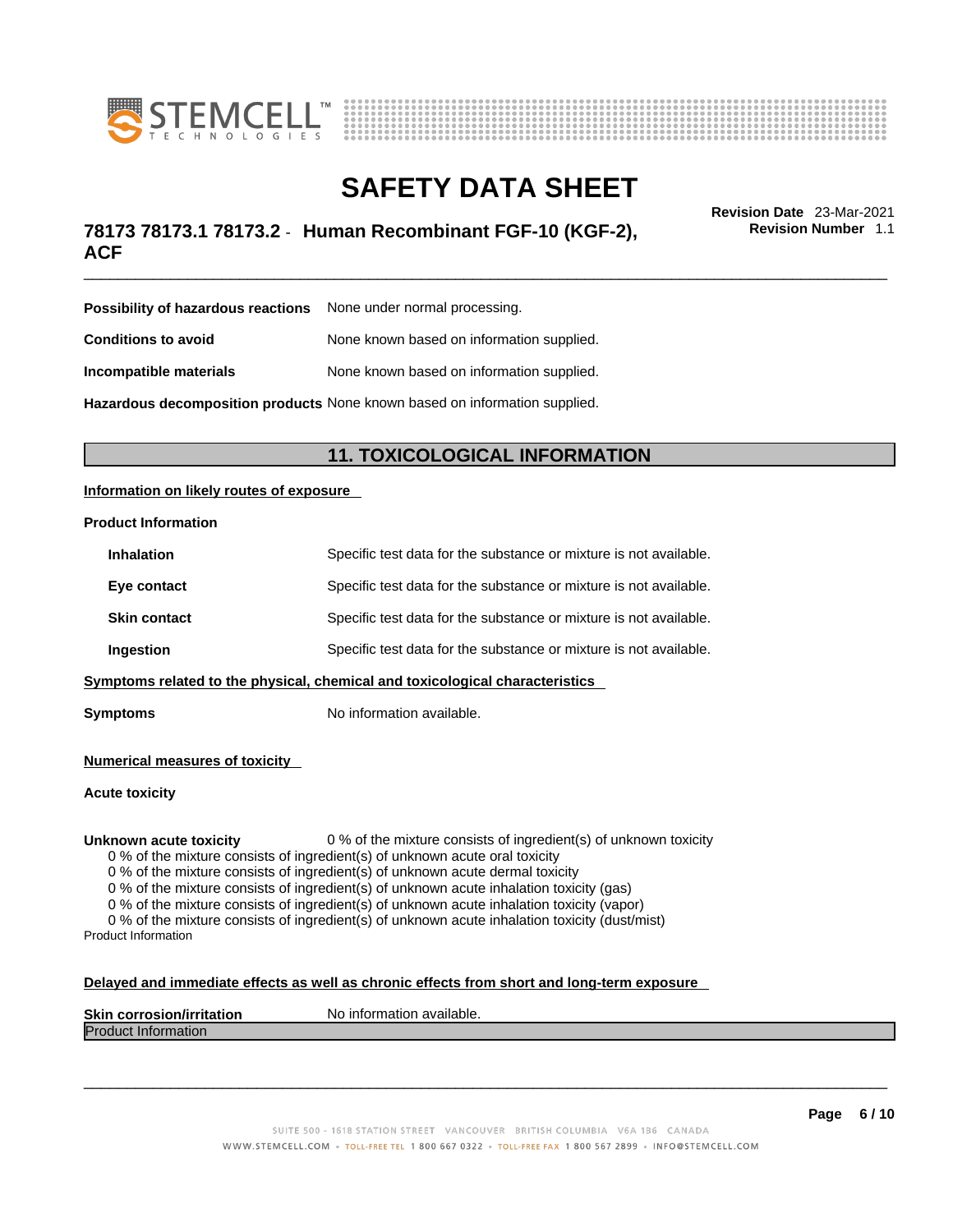| | |
|---|---|
| **Possibility of hazardous reactions** | None under normal processing. |
| **Conditions to avoid** | None known based on information supplied. |
| **Incompatible materials** | None known based on information supplied. |
| **Hazardous decomposition products** | None known based on information supplied. |

## 11. TOXICOLOGICAL INFORMATION

**Information on likely routes of exposure**

**Product Information**

| | |
|---|---|
| **Inhalation** | Specific test data for the substance or mixture is not available. |
| **Eye contact** | Specific test data for the substance or mixture is not available. |
| **Skin contact** | Specific test data for the substance or mixture is not available. |
| **Ingestion** | Specific test data for the substance or mixture is not available. |

**Symptoms related to the physical, chemical and toxicological characteristics**

**Symptoms** No information available.

**Numerical measures of toxicity**

**Acute toxicity**

**Unknown acute toxicity** 0 % of the mixture consists of ingredient(s) of unknown toxicity

0 % of the mixture consists of ingredient(s) of unknown acute oral toxicity
0 % of the mixture consists of ingredient(s) of unknown acute dermal toxicity
0 % of the mixture consists of ingredient(s) of unknown acute inhalation toxicity (gas)
0 % of the mixture consists of ingredient(s) of unknown acute inhalation toxicity (vapor)
0 % of the mixture consists of ingredient(s) of unknown acute inhalation toxicity (dust/mist)

Product Information

**Delayed and immediate effects as well as chronic effects from short and long-term exposure**

**Skin corrosion/irritation** No information available.

Product Information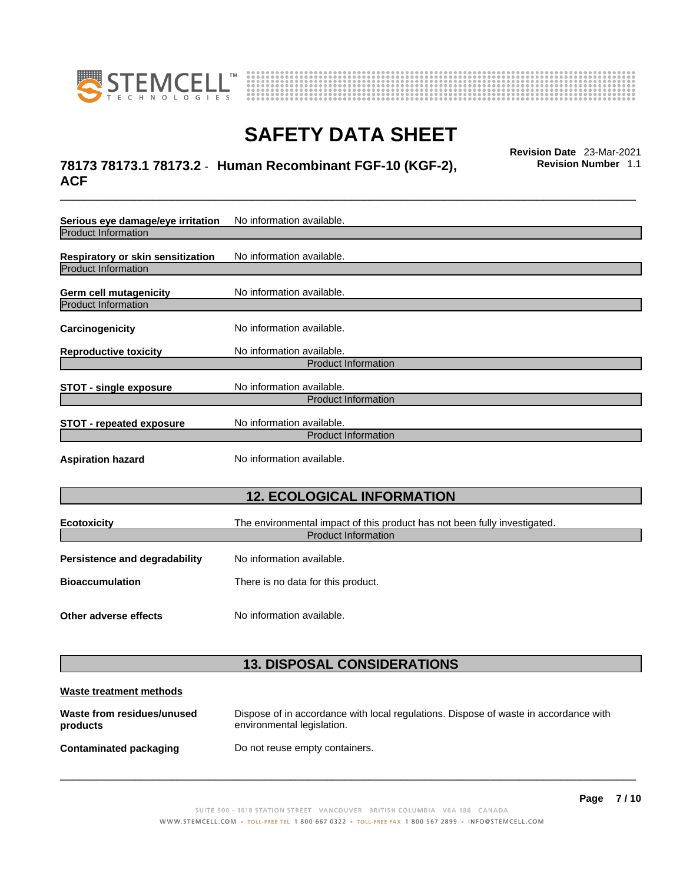**Serious eye damage/eye irritation** No information available.

Product Information

**Respiratory or skin sensitization** No information available.

Product Information

**Germ cell mutagenicity** No information available.

Product Information

**Carcinogenicity** No information available.

**Reproductive toxicity** No information available.

Product Information

**STOT - single exposure** No information available.

Product Information

**STOT - repeated exposure** No information available.

Product Information

**Aspiration hazard** No information available.

## 12. ECOLOGICAL INFORMATION

**Ecotoxicity** The environmental impact of this product has not been fully investigated.

Product Information

**Persistence and degradability** No information available.

**Bioaccumulation** There is no data for this product.

**Other adverse effects** No information available.

## 13. DISPOSAL CONSIDERATIONS

**Waste treatment methods**

**Waste from residues/unused products** Dispose of in accordance with local regulations. Dispose of waste in accordance with environmental legislation.

**Contaminated packaging** Do not reuse empty containers.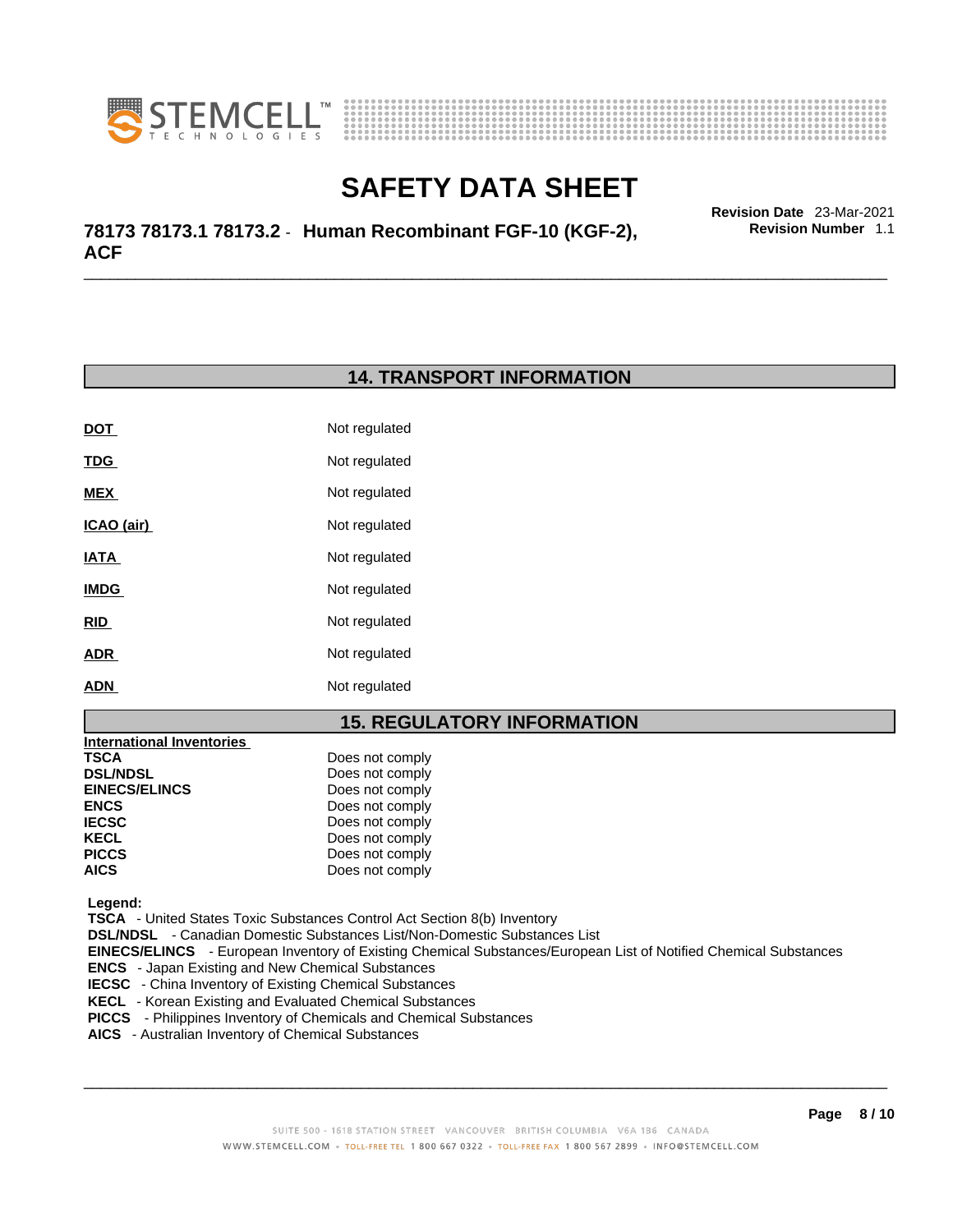## 14. TRANSPORT INFORMATION

| | |
|---|---|
| **DOT** | Not regulated |
| **TDG** | Not regulated |
| **MEX** | Not regulated |
| **ICAO (air)** | Not regulated |
| **IATA** | Not regulated |
| **IMDG** | Not regulated |
| **RID** | Not regulated |
| **ADR** | Not regulated |
| **ADN** | Not regulated |

## 15. REGULATORY INFORMATION

**International Inventories**

| | |
|---|---|
| **TSCA** | Does not comply |
| **DSL/NDSL** | Does not comply |
| **EINECS/ELINCS** | Does not comply |
| **ENCS** | Does not comply |
| **IECSC** | Does not comply |
| **KECL** | Does not comply |
| **PICCS** | Does not comply |
| **AICS** | Does not comply |

**Legend:**

**TSCA** - United States Toxic Substances Control Act Section 8(b) Inventory
**DSL/NDSL** - Canadian Domestic Substances List/Non-Domestic Substances List
**EINECS/ELINCS** - European Inventory of Existing Chemical Substances/European List of Notified Chemical Substances
**ENCS** - Japan Existing and New Chemical Substances
**IECSC** - China Inventory of Existing Chemical Substances
**KECL** - Korean Existing and Evaluated Chemical Substances
**PICCS** - Philippines Inventory of Chemicals and Chemical Substances
**AICS** - Australian Inventory of Chemical Substances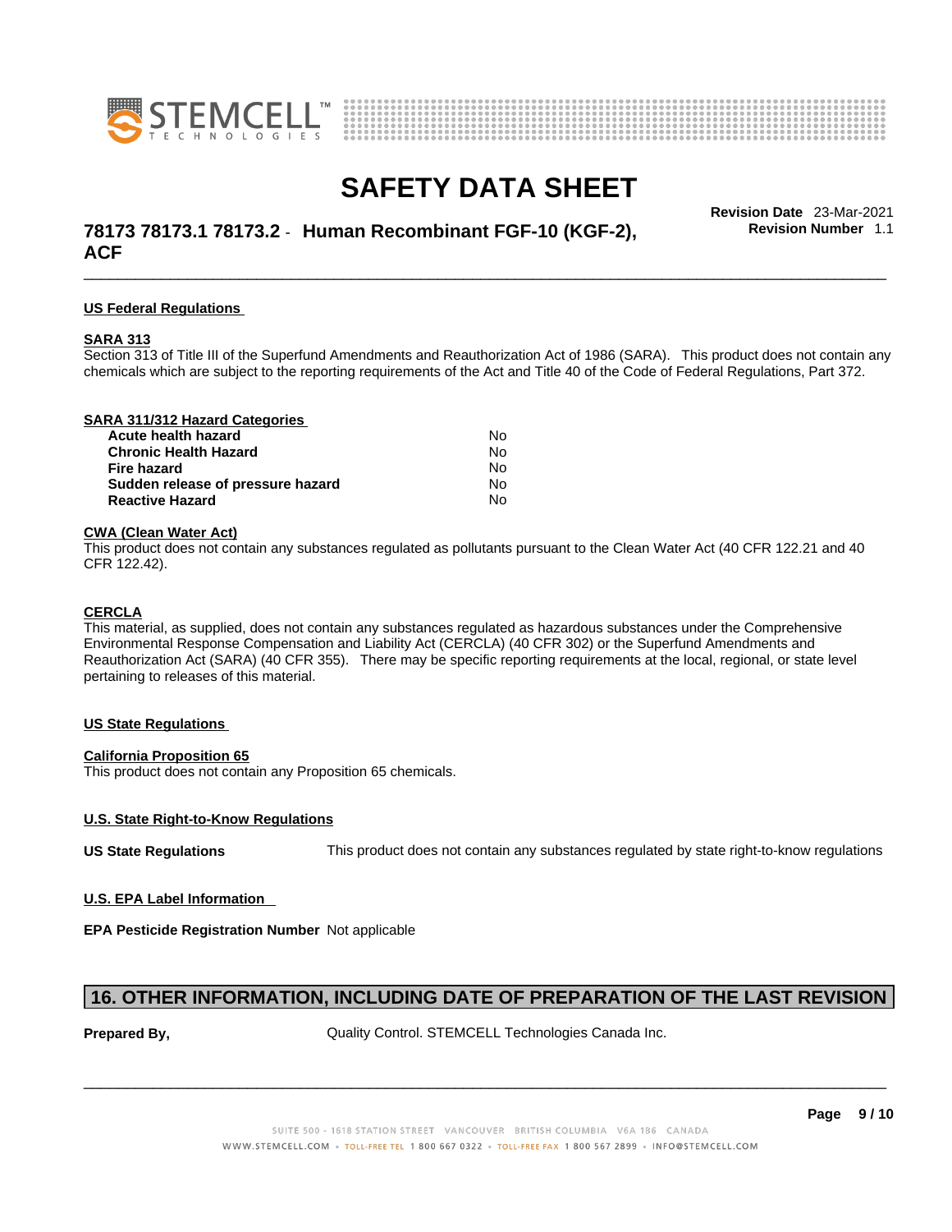# SAFETY DATA SHEET

**78173 78173.1 78173.2 - Human Recombinant FGF-10 (KGF-2), ACF**

**Revision Date** 23-Mar-2021
**Revision Number** 1.1

## US Federal Regulations

### SARA 313

Section 313 of Title III of the Superfund Amendments and Reauthorization Act of 1986 (SARA). This product does not contain any chemicals which are subject to the reporting requirements of the Act and Title 40 of the Code of Federal Regulations, Part 372.

### SARA 311/312 Hazard Categories

| | |
|---|---|
| **Acute health hazard** | No |
| **Chronic Health Hazard** | No |
| **Fire hazard** | No |
| **Sudden release of pressure hazard** | No |
| **Reactive Hazard** | No |

### CWA (Clean Water Act)

This product does not contain any substances regulated as pollutants pursuant to the Clean Water Act (40 CFR 122.21 and 40 CFR 122.42).

### CERCLA

This material, as supplied, does not contain any substances regulated as hazardous substances under the Comprehensive Environmental Response Compensation and Liability Act (CERCLA) (40 CFR 302) or the Superfund Amendments and Reauthorization Act (SARA) (40 CFR 355). There may be specific reporting requirements at the local, regional, or state level pertaining to releases of this material.

## US State Regulations

### California Proposition 65

This product does not contain any Proposition 65 chemicals.

### U.S. State Right-to-Know Regulations

**US State Regulations** This product does not contain any substances regulated by state right-to-know regulations

### U.S. EPA Label Information

**EPA Pesticide Registration Number** Not applicable

## 16. OTHER INFORMATION, INCLUDING DATE OF PREPARATION OF THE LAST REVISION

**Prepared By,** Quality Control. STEMCELL Technologies Canada Inc.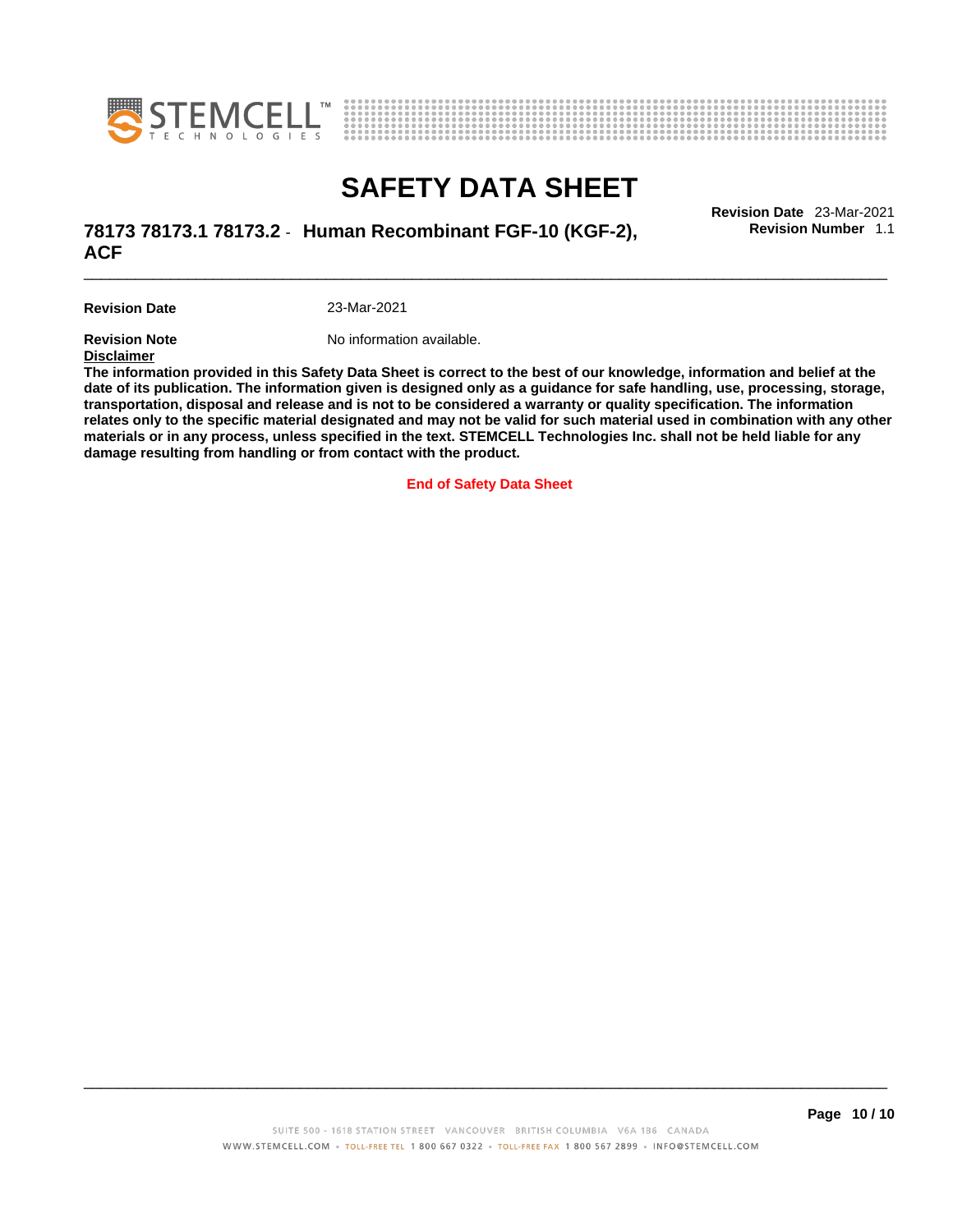| | |
|---|---|
| **Revision Date** | 23-Mar-2021 |
| **Revision Note** | No information available. |

**Disclaimer**

**The information provided in this Safety Data Sheet is correct to the best of our knowledge, information and belief at the date of its publication. The information given is designed only as a guidance for safe handling, use, processing, storage, transportation, disposal and release and is not to be considered a warranty or quality specification. The information relates only to the specific material designated and may not be valid for such material used in combination with any other materials or in any process, unless specified in the text. STEMCELL Technologies Inc. shall not be held liable for any damage resulting from handling or from contact with the product.**

**End of Safety Data Sheet**